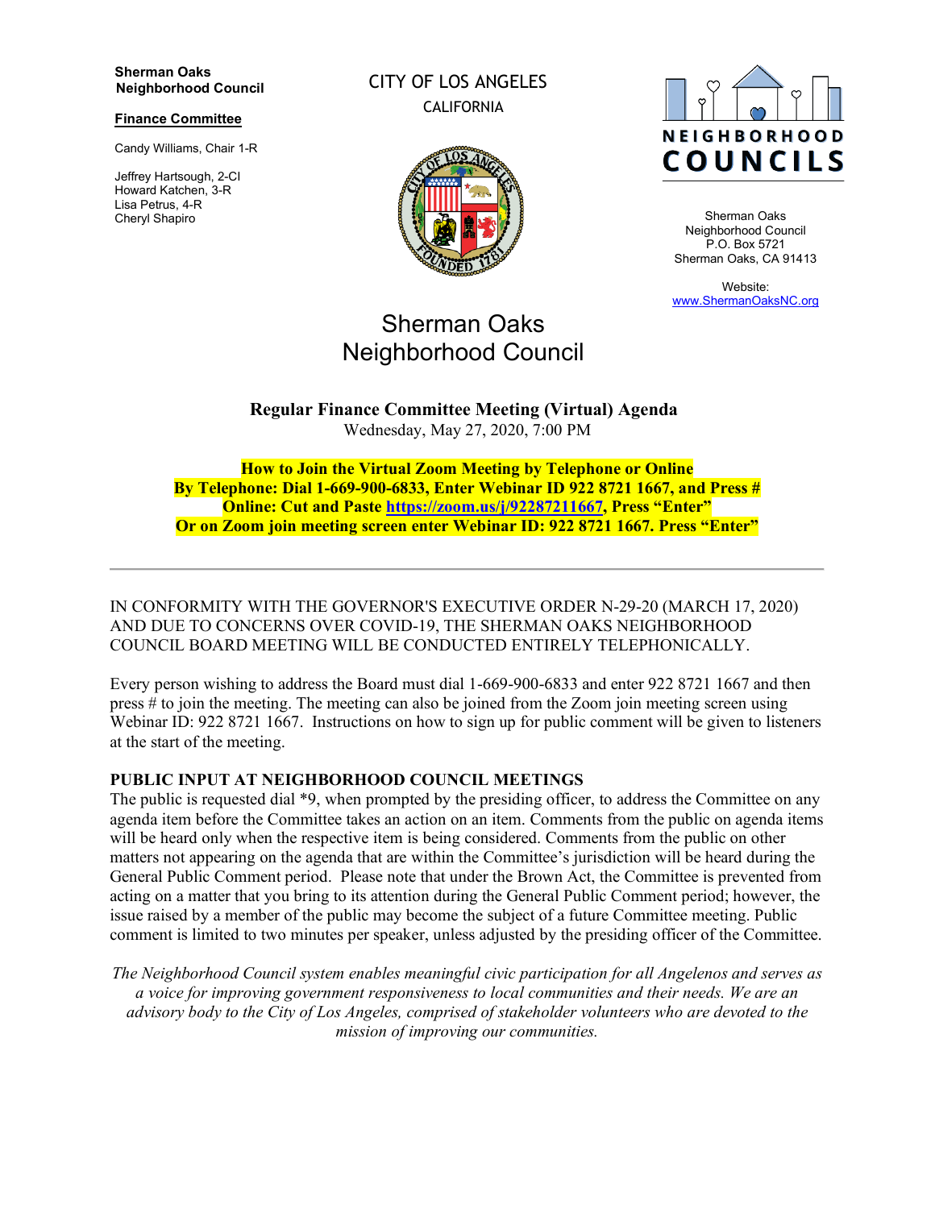**Sherman Oaks Neighborhood Council**

**Finance Committee**

Candy Williams, Chair 1-R

Jeffrey Hartsough, 2-CI
Howard Katchen, 3-R
Lisa Petrus, 4-R
Cheryl Shapiro

CITY OF LOS ANGELES
CALIFORNIA

NEIGHBORHOOD COUNCILS

Sherman Oaks Neighborhood Council
P.O. Box 5721
Sherman Oaks, CA 91413

Website:
www.ShermanOaksNC.org

# Sherman Oaks Neighborhood Council

**Regular Finance Committee Meeting (Virtual) Agenda**
Wednesday, May 27, 2020, 7:00 PM

**How to Join the Virtual Zoom Meeting by Telephone or Online**
**By Telephone: Dial 1-669-900-6833, Enter Webinar ID 922 8721 1667, and Press #**
**Online: Cut and Paste https://zoom.us/j/92287211667, Press "Enter"**
**Or on Zoom join meeting screen enter Webinar ID: 922 8721 1667. Press "Enter"**

---

IN CONFORMITY WITH THE GOVERNOR'S EXECUTIVE ORDER N-29-20 (MARCH 17, 2020) AND DUE TO CONCERNS OVER COVID-19, THE SHERMAN OAKS NEIGHBORHOOD COUNCIL BOARD MEETING WILL BE CONDUCTED ENTIRELY TELEPHONICALLY.

Every person wishing to address the Board must dial 1-669-900-6833 and enter 922 8721 1667 and then press # to join the meeting. The meeting can also be joined from the Zoom join meeting screen using Webinar ID: 922 8721 1667. Instructions on how to sign up for public comment will be given to listeners at the start of the meeting.

**PUBLIC INPUT AT NEIGHBORHOOD COUNCIL MEETINGS**

The public is requested dial *9, when prompted by the presiding officer, to address the Committee on any agenda item before the Committee takes an action on an item. Comments from the public on agenda items will be heard only when the respective item is being considered. Comments from the public on other matters not appearing on the agenda that are within the Committee's jurisdiction will be heard during the General Public Comment period. Please note that under the Brown Act, the Committee is prevented from acting on a matter that you bring to its attention during the General Public Comment period; however, the issue raised by a member of the public may become the subject of a future Committee meeting. Public comment is limited to two minutes per speaker, unless adjusted by the presiding officer of the Committee.

*The Neighborhood Council system enables meaningful civic participation for all Angelenos and serves as a voice for improving government responsiveness to local communities and their needs. We are an advisory body to the City of Los Angeles, comprised of stakeholder volunteers who are devoted to the mission of improving our communities.*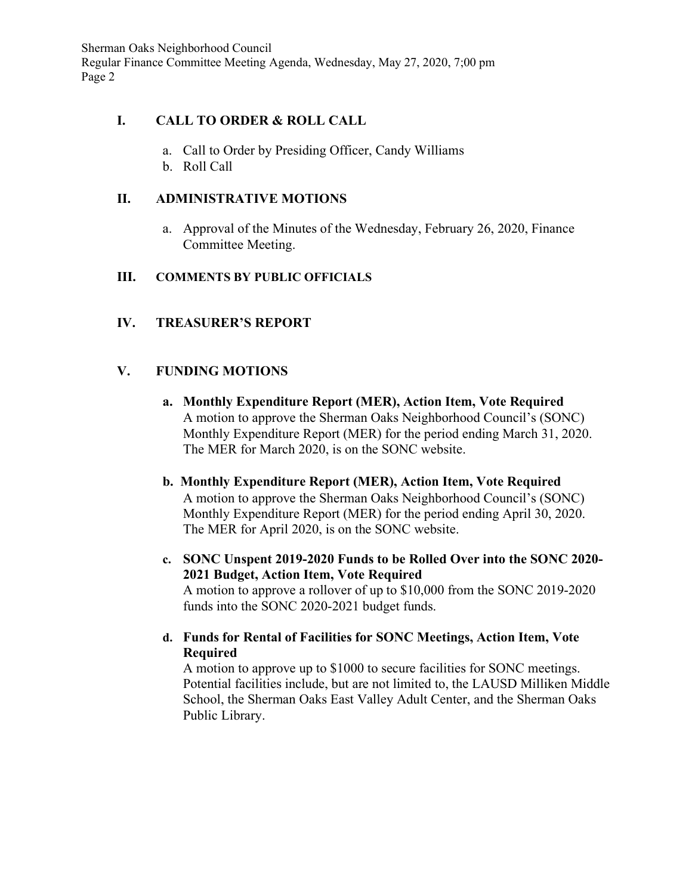## I. CALL TO ORDER & ROLL CALL

a. Call to Order by Presiding Officer, Candy Williams
b. Roll Call

## II. ADMINISTRATIVE MOTIONS

a. Approval of the Minutes of the Wednesday, February 26, 2020, Finance Committee Meeting.

## III. COMMENTS BY PUBLIC OFFICIALS

## IV. TREASURER'S REPORT

## V. FUNDING MOTIONS

a. **Monthly Expenditure Report (MER), Action Item, Vote Required**
A motion to approve the Sherman Oaks Neighborhood Council's (SONC) Monthly Expenditure Report (MER) for the period ending March 31, 2020. The MER for March 2020, is on the SONC website.

b. **Monthly Expenditure Report (MER), Action Item, Vote Required**
A motion to approve the Sherman Oaks Neighborhood Council's (SONC) Monthly Expenditure Report (MER) for the period ending April 30, 2020. The MER for April 2020, is on the SONC website.

c. **SONC Unspent 2019-2020 Funds to be Rolled Over into the SONC 2020-2021 Budget, Action Item, Vote Required**
A motion to approve a rollover of up to $10,000 from the SONC 2019-2020 funds into the SONC 2020-2021 budget funds.

d. **Funds for Rental of Facilities for SONC Meetings, Action Item, Vote Required**
A motion to approve up to $1000 to secure facilities for SONC meetings. Potential facilities include, but are not limited to, the LAUSD Milliken Middle School, the Sherman Oaks East Valley Adult Center, and the Sherman Oaks Public Library.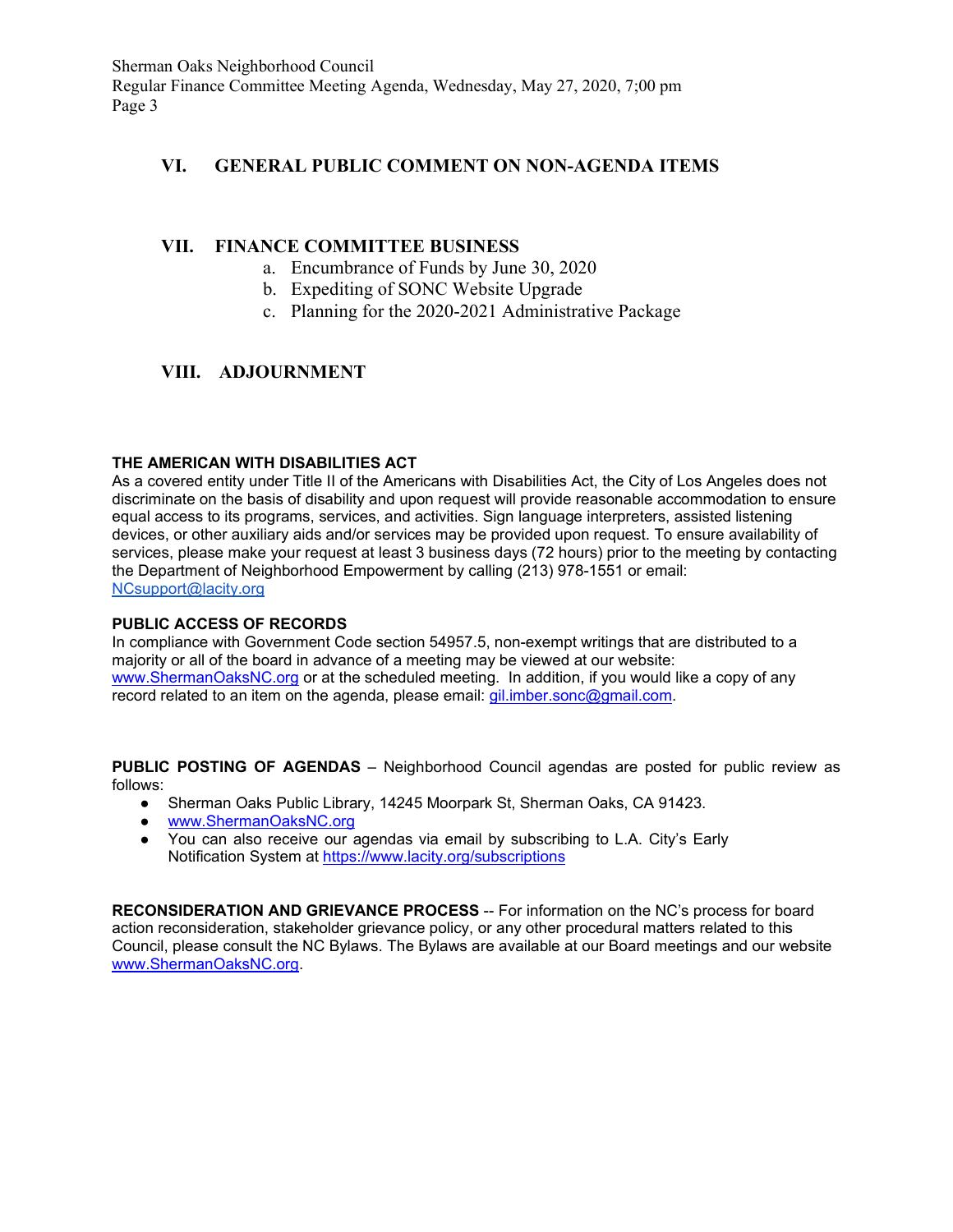## VI. GENERAL PUBLIC COMMENT ON NON-AGENDA ITEMS

## VII. FINANCE COMMITTEE BUSINESS

a. Encumbrance of Funds by June 30, 2020
b. Expediting of SONC Website Upgrade
c. Planning for the 2020-2021 Administrative Package

## VIII. ADJOURNMENT

**THE AMERICAN WITH DISABILITIES ACT**
As a covered entity under Title II of the Americans with Disabilities Act, the City of Los Angeles does not discriminate on the basis of disability and upon request will provide reasonable accommodation to ensure equal access to its programs, services, and activities. Sign language interpreters, assisted listening devices, or other auxiliary aids and/or services may be provided upon request. To ensure availability of services, please make your request at least 3 business days (72 hours) prior to the meeting by contacting the Department of Neighborhood Empowerment by calling (213) 978-1551 or email: NCsupport@lacity.org

**PUBLIC ACCESS OF RECORDS**
In compliance with Government Code section 54957.5, non-exempt writings that are distributed to a majority or all of the board in advance of a meeting may be viewed at our website: www.ShermanOaksNC.org or at the scheduled meeting. In addition, if you would like a copy of any record related to an item on the agenda, please email: gil.imber.sonc@gmail.com.

**PUBLIC POSTING OF AGENDAS** – Neighborhood Council agendas are posted for public review as follows:

- Sherman Oaks Public Library, 14245 Moorpark St, Sherman Oaks, CA 91423.
- www.ShermanOaksNC.org
- You can also receive our agendas via email by subscribing to L.A. City's Early Notification System at https://www.lacity.org/subscriptions

**RECONSIDERATION AND GRIEVANCE PROCESS** -- For information on the NC's process for board action reconsideration, stakeholder grievance policy, or any other procedural matters related to this Council, please consult the NC Bylaws. The Bylaws are available at our Board meetings and our website www.ShermanOaksNC.org.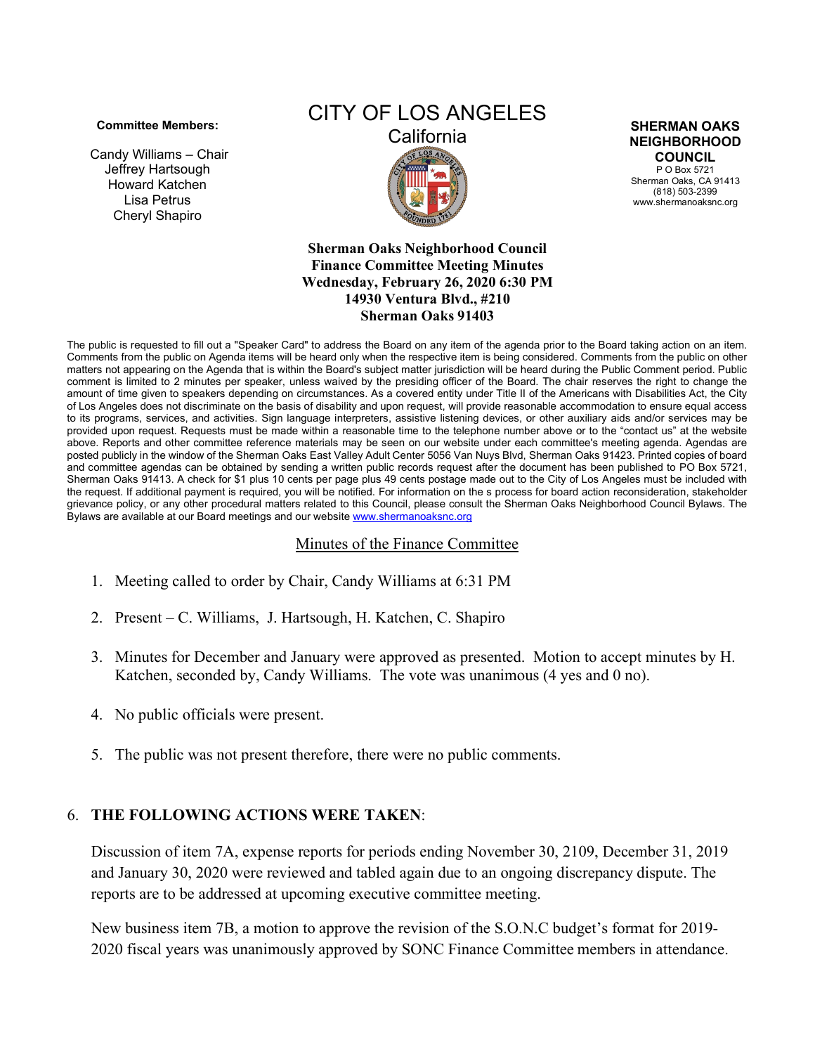**Committee Members:**

Candy Williams – Chair
Jeffrey Hartsough
Howard Katchen
Lisa Petrus
Cheryl Shapiro

# CITY OF LOS ANGELES

California

**SHERMAN OAKS NEIGHBORHOOD COUNCIL**
P O Box 5721
Sherman Oaks, CA 91413
(818) 503-2399
www.shermanoaksnc.org

**Sherman Oaks Neighborhood Council**
**Finance Committee Meeting Minutes**
**Wednesday, February 26, 2020 6:30 PM**
**14930 Ventura Blvd., #210**
**Sherman Oaks 91403**

The public is requested to fill out a "Speaker Card" to address the Board on any item of the agenda prior to the Board taking action on an item. Comments from the public on Agenda items will be heard only when the respective item is being considered. Comments from the public on other matters not appearing on the Agenda that is within the Board's subject matter jurisdiction will be heard during the Public Comment period. Public comment is limited to 2 minutes per speaker, unless waived by the presiding officer of the Board. The chair reserves the right to change the amount of time given to speakers depending on circumstances. As a covered entity under Title II of the Americans with Disabilities Act, the City of Los Angeles does not discriminate on the basis of disability and upon request, will provide reasonable accommodation to ensure equal access to its programs, services, and activities. Sign language interpreters, assistive listening devices, or other auxiliary aids and/or services may be provided upon request. Requests must be made within a reasonable time to the telephone number above or to the "contact us" at the website above. Reports and other committee reference materials may be seen on our website under each committee's meeting agenda. Agendas are posted publicly in the window of the Sherman Oaks East Valley Adult Center 5056 Van Nuys Blvd, Sherman Oaks 91423. Printed copies of board and committee agendas can be obtained by sending a written public records request after the document has been published to PO Box 5721, Sherman Oaks 91413. A check for $1 plus 10 cents per page plus 49 cents postage made out to the City of Los Angeles must be included with the request. If additional payment is required, you will be notified. For information on the s process for board action reconsideration, stakeholder grievance policy, or any other procedural matters related to this Council, please consult the Sherman Oaks Neighborhood Council Bylaws. The Bylaws are available at our Board meetings and our website www.shermanoaksnc.org

## Minutes of the Finance Committee

1. Meeting called to order by Chair, Candy Williams at 6:31 PM
2. Present – C. Williams, J. Hartsough, H. Katchen, C. Shapiro
3. Minutes for December and January were approved as presented. Motion to accept minutes by H. Katchen, seconded by, Candy Williams. The vote was unanimous (4 yes and 0 no).
4. No public officials were present.
5. The public was not present therefore, there were no public comments.

6. **THE FOLLOWING ACTIONS WERE TAKEN**:

Discussion of item 7A, expense reports for periods ending November 30, 2109, December 31, 2019 and January 30, 2020 were reviewed and tabled again due to an ongoing discrepancy dispute. The reports are to be addressed at upcoming executive committee meeting.

New business item 7B, a motion to approve the revision of the S.O.N.C budget's format for 2019-2020 fiscal years was unanimously approved by SONC Finance Committee members in attendance.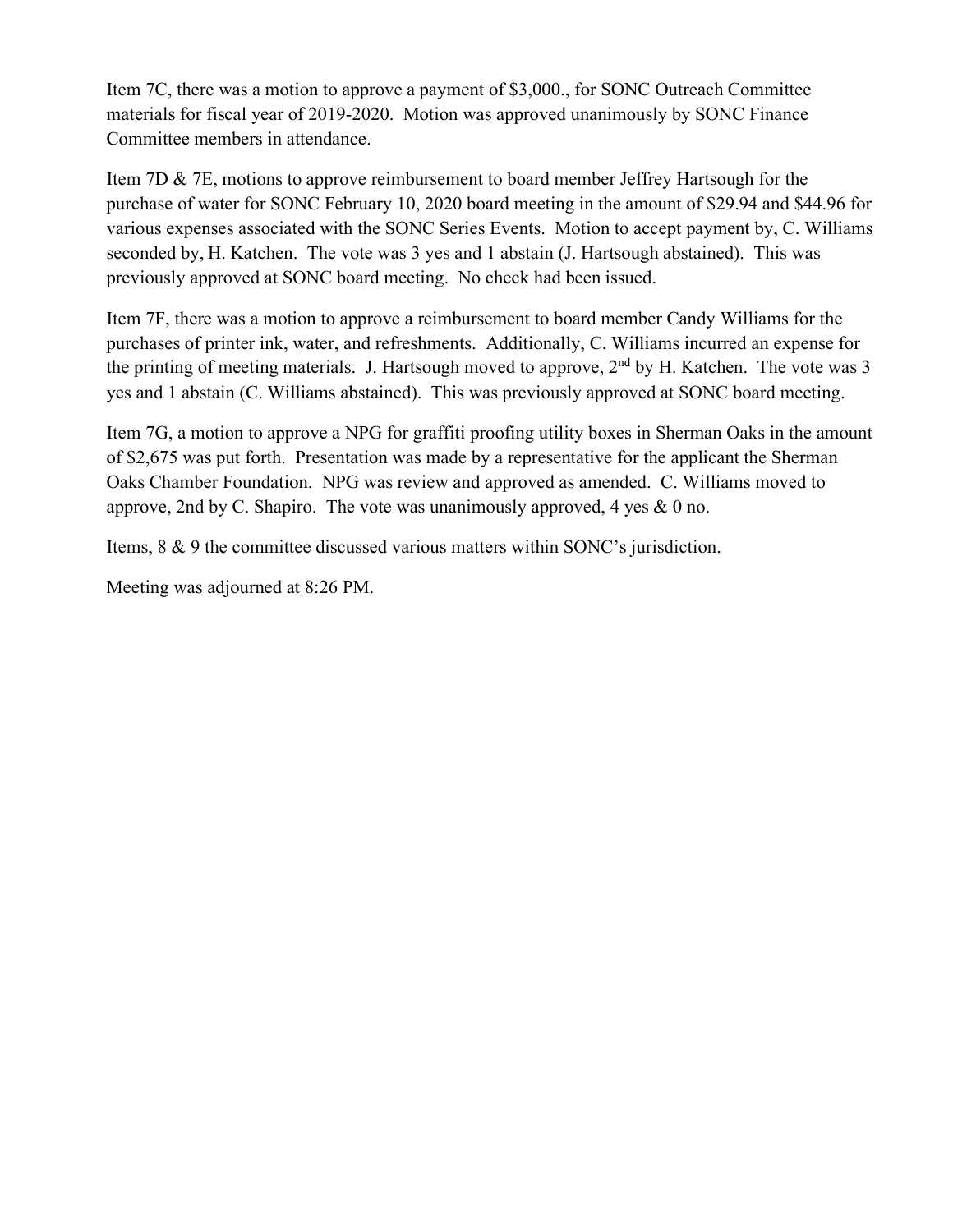Item 7C, there was a motion to approve a payment of $3,000., for SONC Outreach Committee materials for fiscal year of 2019-2020. Motion was approved unanimously by SONC Finance Committee members in attendance.

Item 7D & 7E, motions to approve reimbursement to board member Jeffrey Hartsough for the purchase of water for SONC February 10, 2020 board meeting in the amount of $29.94 and $44.96 for various expenses associated with the SONC Series Events. Motion to accept payment by, C. Williams seconded by, H. Katchen. The vote was 3 yes and 1 abstain (J. Hartsough abstained). This was previously approved at SONC board meeting. No check had been issued.

Item 7F, there was a motion to approve a reimbursement to board member Candy Williams for the purchases of printer ink, water, and refreshments. Additionally, C. Williams incurred an expense for the printing of meeting materials. J. Hartsough moved to approve, 2nd by H. Katchen. The vote was 3 yes and 1 abstain (C. Williams abstained). This was previously approved at SONC board meeting.

Item 7G, a motion to approve a NPG for graffiti proofing utility boxes in Sherman Oaks in the amount of $2,675 was put forth. Presentation was made by a representative for the applicant the Sherman Oaks Chamber Foundation. NPG was review and approved as amended. C. Williams moved to approve, 2nd by C. Shapiro. The vote was unanimously approved, 4 yes & 0 no.

Items, 8 & 9 the committee discussed various matters within SONC's jurisdiction.

Meeting was adjourned at 8:26 PM.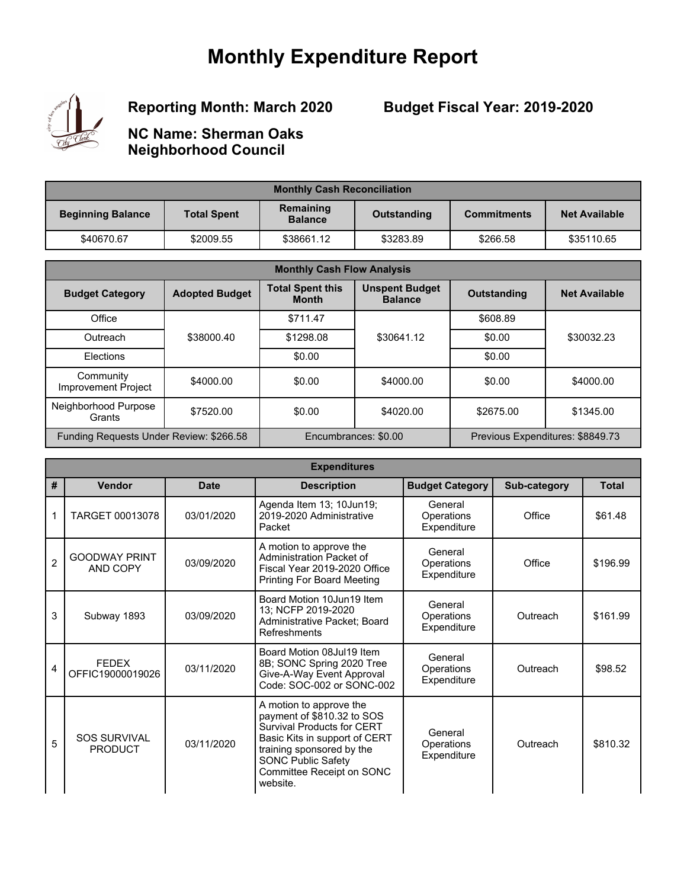# Monthly Expenditure Report

**Reporting Month: March 2020** **Budget Fiscal Year: 2019-2020**

**NC Name: Sherman Oaks Neighborhood Council**

| Monthly Cash Reconciliation | | | | | |
|---|---|---|---|---|---|
| **Beginning Balance** | **Total Spent** | **Remaining Balance** | **Outstanding** | **Commitments** | **Net Available** |
| $40670.67 | $2009.55 | $38661.12 | $3283.89 | $266.58 | $35110.65 |

| Monthly Cash Flow Analysis | | | | | |
|---|---|---|---|---|---|
| **Budget Category** | **Adopted Budget** | **Total Spent this Month** | **Unspent Budget Balance** | **Outstanding** | **Net Available** |
| Office | $38000.40 | $711.47 | $30641.12 | $608.89 | $30032.23 |
| Outreach | | $1298.08 | | $0.00 | |
| Elections | | $0.00 | | $0.00 | |
| Community Improvement Project | $4000.00 | $0.00 | $4000.00 | $0.00 | $4000.00 |
| Neighborhood Purpose Grants | $7520.00 | $0.00 | $4020.00 | $2675.00 | $1345.00 |
| Funding Requests Under Review: $266.58 | | Encumbrances: $0.00 | | Previous Expenditures: $8849.73 | |

| Expenditures | | | | | | |
|---|---|---|---|---|---|---|
| **#** | **Vendor** | **Date** | **Description** | **Budget Category** | **Sub-category** | **Total** |
| 1 | TARGET 00013078 | 03/01/2020 | Agenda Item 13; 10Jun19; 2019-2020 Administrative Packet | General Operations Expenditure | Office | $61.48 |
| 2 | GOODWAY PRINT AND COPY | 03/09/2020 | A motion to approve the Administration Packet of Fiscal Year 2019-2020 Office Printing For Board Meeting | General Operations Expenditure | Office | $196.99 |
| 3 | Subway 1893 | 03/09/2020 | Board Motion 10Jun19 Item 13; NCFP 2019-2020 Administrative Packet; Board Refreshments | General Operations Expenditure | Outreach | $161.99 |
| 4 | FEDEX OFFIC19000019026 | 03/11/2020 | Board Motion 08Jul19 Item 8B; SONC Spring 2020 Tree Give-A-Way Event Approval Code: SOC-002 or SONC-002 | General Operations Expenditure | Outreach | $98.52 |
| 5 | SOS SURVIVAL PRODUCT | 03/11/2020 | A motion to approve the payment of $810.32 to SOS Survival Products for CERT Basic Kits in support of CERT training sponsored by the SONC Public Safety Committee Receipt on SONC website. | General Operations Expenditure | Outreach | $810.32 |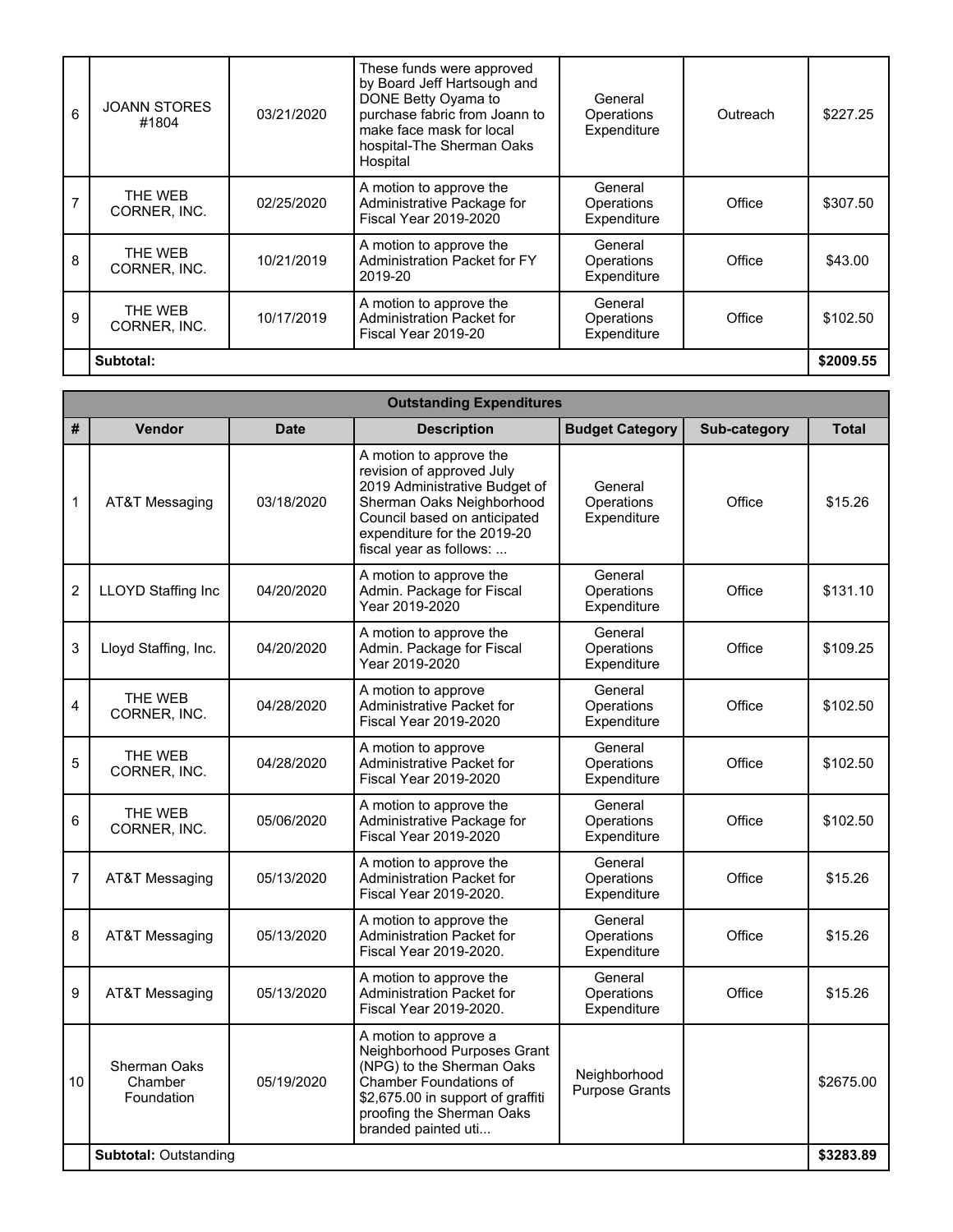| # | Vendor | Date | Description | Budget Category | Sub-category | Total |
|---|---|---|---|---|---|---|
| 6 | JOANN STORES #1804 | 03/21/2020 | These funds were approved by Board Jeff Hartsough and DONE Betty Oyama to purchase fabric from Joann to make face mask for local hospital-The Sherman Oaks Hospital | General Operations Expenditure | Outreach | $227.25 |
| 7 | THE WEB CORNER, INC. | 02/25/2020 | A motion to approve the Administrative Package for Fiscal Year 2019-2020 | General Operations Expenditure | Office | $307.50 |
| 8 | THE WEB CORNER, INC. | 10/21/2019 | A motion to approve the Administration Packet for FY 2019-20 | General Operations Expenditure | Office | $43.00 |
| 9 | THE WEB CORNER, INC. | 10/17/2019 | A motion to approve the Administration Packet for Fiscal Year 2019-20 | General Operations Expenditure | Office | $102.50 |
| | **Subtotal:** | | | | | **$2009.55** |

| Outstanding Expenditures | | | | | | |
|---|---|---|---|---|---|---|
| **#** | **Vendor** | **Date** | **Description** | **Budget Category** | **Sub-category** | **Total** |
| 1 | AT&T Messaging | 03/18/2020 | A motion to approve the revision of approved July 2019 Administrative Budget of Sherman Oaks Neighborhood Council based on anticipated expenditure for the 2019-20 fiscal year as follows: ... | General Operations Expenditure | Office | $15.26 |
| 2 | LLOYD Staffing Inc | 04/20/2020 | A motion to approve the Admin. Package for Fiscal Year 2019-2020 | General Operations Expenditure | Office | $131.10 |
| 3 | Lloyd Staffing, Inc. | 04/20/2020 | A motion to approve the Admin. Package for Fiscal Year 2019-2020 | General Operations Expenditure | Office | $109.25 |
| 4 | THE WEB CORNER, INC. | 04/28/2020 | A motion to approve Administrative Packet for Fiscal Year 2019-2020 | General Operations Expenditure | Office | $102.50 |
| 5 | THE WEB CORNER, INC. | 04/28/2020 | A motion to approve Administrative Packet for Fiscal Year 2019-2020 | General Operations Expenditure | Office | $102.50 |
| 6 | THE WEB CORNER, INC. | 05/06/2020 | A motion to approve the Administrative Package for Fiscal Year 2019-2020 | General Operations Expenditure | Office | $102.50 |
| 7 | AT&T Messaging | 05/13/2020 | A motion to approve the Administration Packet for Fiscal Year 2019-2020. | General Operations Expenditure | Office | $15.26 |
| 8 | AT&T Messaging | 05/13/2020 | A motion to approve the Administration Packet for Fiscal Year 2019-2020. | General Operations Expenditure | Office | $15.26 |
| 9 | AT&T Messaging | 05/13/2020 | A motion to approve the Administration Packet for Fiscal Year 2019-2020. | General Operations Expenditure | Office | $15.26 |
| 10 | Sherman Oaks Chamber Foundation | 05/19/2020 | A motion to approve a Neighborhood Purposes Grant (NPG) to the Sherman Oaks Chamber Foundations of $2,675.00 in support of graffiti proofing the Sherman Oaks branded painted uti... | Neighborhood Purpose Grants | | $2675.00 |
| | **Subtotal:** Outstanding | | | | | **$3283.89** |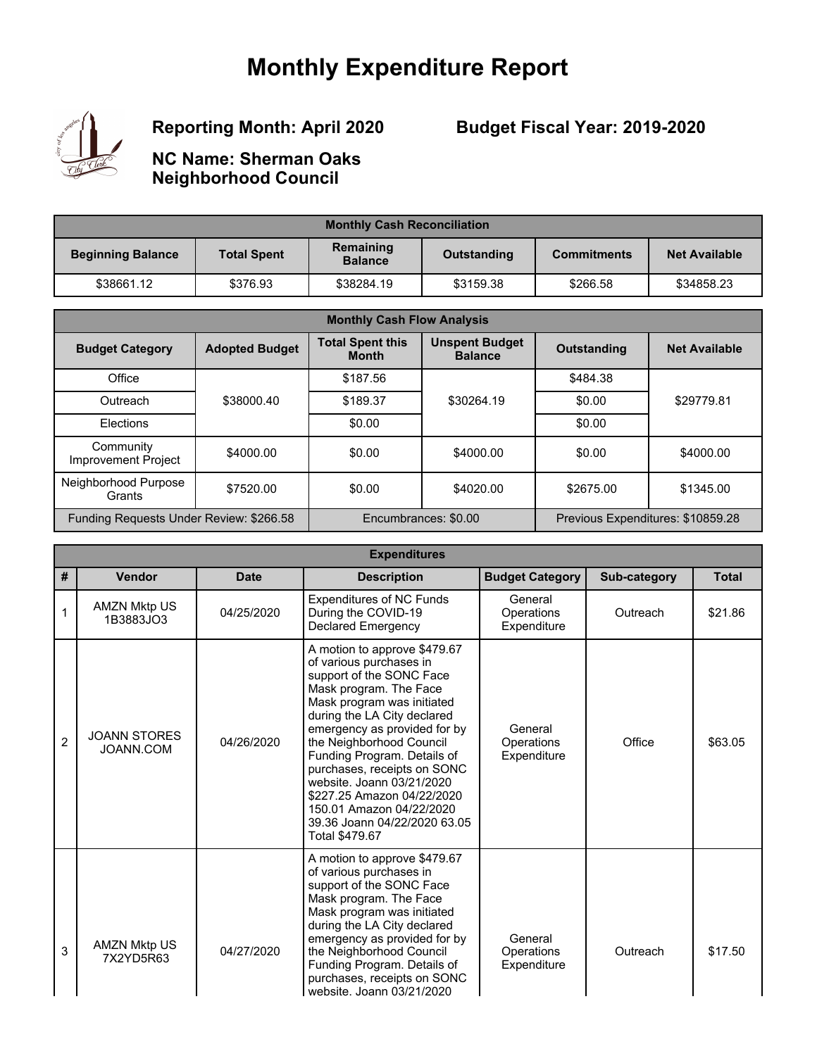# Monthly Expenditure Report

**Reporting Month: April 2020**

**Budget Fiscal Year: 2019-2020**

**NC Name: Sherman Oaks Neighborhood Council**

| Monthly Cash Reconciliation | | | | | |
|---|---|---|---|---|---|
| **Beginning Balance** | **Total Spent** | **Remaining Balance** | **Outstanding** | **Commitments** | **Net Available** |
| $38661.12 | $376.93 | $38284.19 | $3159.38 | $266.58 | $34858.23 |

| Monthly Cash Flow Analysis | | | | | |
|---|---|---|---|---|---|
| **Budget Category** | **Adopted Budget** | **Total Spent this Month** | **Unspent Budget Balance** | **Outstanding** | **Net Available** |
| Office | $38000.40 | $187.56 | $30264.19 | $484.38 | $29779.81 |
| Outreach | | $189.37 | | $0.00 | |
| Elections | | $0.00 | | $0.00 | |
| Community Improvement Project | $4000.00 | $0.00 | $4000.00 | $0.00 | $4000.00 |
| Neighborhood Purpose Grants | $7520.00 | $0.00 | $4020.00 | $2675.00 | $1345.00 |
| Funding Requests Under Review: $266.58 | | Encumbrances: $0.00 | | Previous Expenditures: $10859.28 | |

| Expenditures | | | | | | |
|---|---|---|---|---|---|---|
| **#** | **Vendor** | **Date** | **Description** | **Budget Category** | **Sub-category** | **Total** |
| 1 | AMZN Mktp US 1B3883JO3 | 04/25/2020 | Expenditures of NC Funds During the COVID-19 Declared Emergency | General Operations Expenditure | Outreach | $21.86 |
| 2 | JOANN STORES JOANN.COM | 04/26/2020 | A motion to approve $479.67 of various purchases in support of the SONC Face Mask program. The Face Mask program was initiated during the LA City declared emergency as provided for by the Neighborhood Council Funding Program. Details of purchases, receipts on SONC website. Joann 03/21/2020 $227.25 Amazon 04/22/2020 150.01 Amazon 04/22/2020 39.36 Joann 04/22/2020 63.05 Total $479.67 | General Operations Expenditure | Office | $63.05 |
| 3 | AMZN Mktp US 7X2YD5R63 | 04/27/2020 | A motion to approve $479.67 of various purchases in support of the SONC Face Mask program. The Face Mask program was initiated during the LA City declared emergency as provided for by the Neighborhood Council Funding Program. Details of purchases, receipts on SONC website. Joann 03/21/2020 | General Operations Expenditure | Outreach | $17.50 |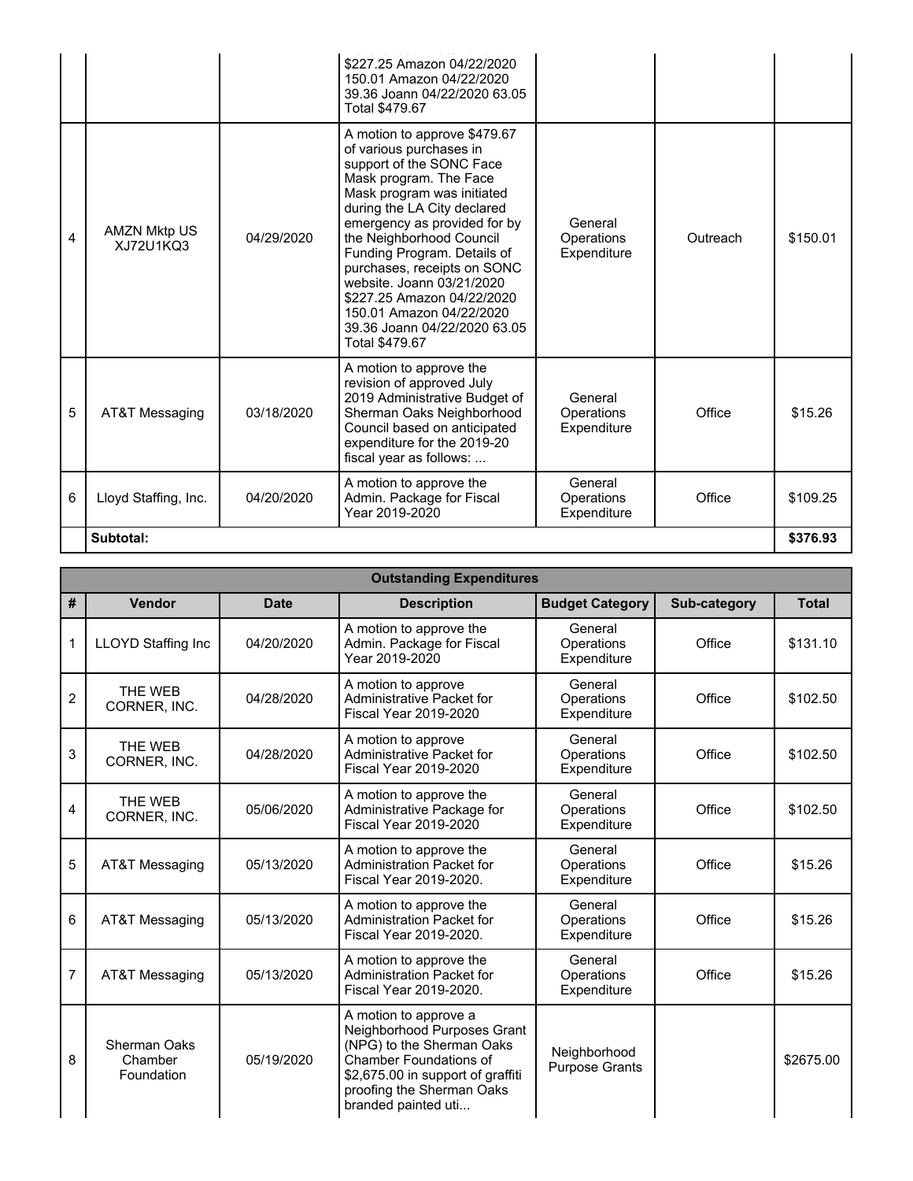| | | | | | | |
|---|---|---|---|---|---|---|
| | | | $227.25 Amazon 04/22/2020 150.01 Amazon 04/22/2020 39.36 Joann 04/22/2020 63.05 Total $479.67 | | | |
| 4 | AMZN Mktp US XJ72U1KQ3 | 04/29/2020 | A motion to approve $479.67 of various purchases in support of the SONC Face Mask program. The Face Mask program was initiated during the LA City declared emergency as provided for by the Neighborhood Council Funding Program. Details of purchases, receipts on SONC website. Joann 03/21/2020 $227.25 Amazon 04/22/2020 150.01 Amazon 04/22/2020 39.36 Joann 04/22/2020 63.05 Total $479.67 | General Operations Expenditure | Outreach | $150.01 |
| 5 | AT&T Messaging | 03/18/2020 | A motion to approve the revision of approved July 2019 Administrative Budget of Sherman Oaks Neighborhood Council based on anticipated expenditure for the 2019-20 fiscal year as follows: ... | General Operations Expenditure | Office | $15.26 |
| 6 | Lloyd Staffing, Inc. | 04/20/2020 | A motion to approve the Admin. Package for Fiscal Year 2019-2020 | General Operations Expenditure | Office | $109.25 |
| | **Subtotal:** | | | | | **$376.93** |

| Outstanding Expenditures | | | | | | |
|---|---|---|---|---|---|---|
| **#** | **Vendor** | **Date** | **Description** | **Budget Category** | **Sub-category** | **Total** |
| 1 | LLOYD Staffing Inc | 04/20/2020 | A motion to approve the Admin. Package for Fiscal Year 2019-2020 | General Operations Expenditure | Office | $131.10 |
| 2 | THE WEB CORNER, INC. | 04/28/2020 | A motion to approve Administrative Packet for Fiscal Year 2019-2020 | General Operations Expenditure | Office | $102.50 |
| 3 | THE WEB CORNER, INC. | 04/28/2020 | A motion to approve Administrative Packet for Fiscal Year 2019-2020 | General Operations Expenditure | Office | $102.50 |
| 4 | THE WEB CORNER, INC. | 05/06/2020 | A motion to approve the Administrative Package for Fiscal Year 2019-2020 | General Operations Expenditure | Office | $102.50 |
| 5 | AT&T Messaging | 05/13/2020 | A motion to approve the Administration Packet for Fiscal Year 2019-2020. | General Operations Expenditure | Office | $15.26 |
| 6 | AT&T Messaging | 05/13/2020 | A motion to approve the Administration Packet for Fiscal Year 2019-2020. | General Operations Expenditure | Office | $15.26 |
| 7 | AT&T Messaging | 05/13/2020 | A motion to approve the Administration Packet for Fiscal Year 2019-2020. | General Operations Expenditure | Office | $15.26 |
| 8 | Sherman Oaks Chamber Foundation | 05/19/2020 | A motion to approve a Neighborhood Purposes Grant (NPG) to the Sherman Oaks Chamber Foundations of $2,675.00 in support of graffiti proofing the Sherman Oaks branded painted uti... | Neighborhood Purpose Grants | | $2675.00 |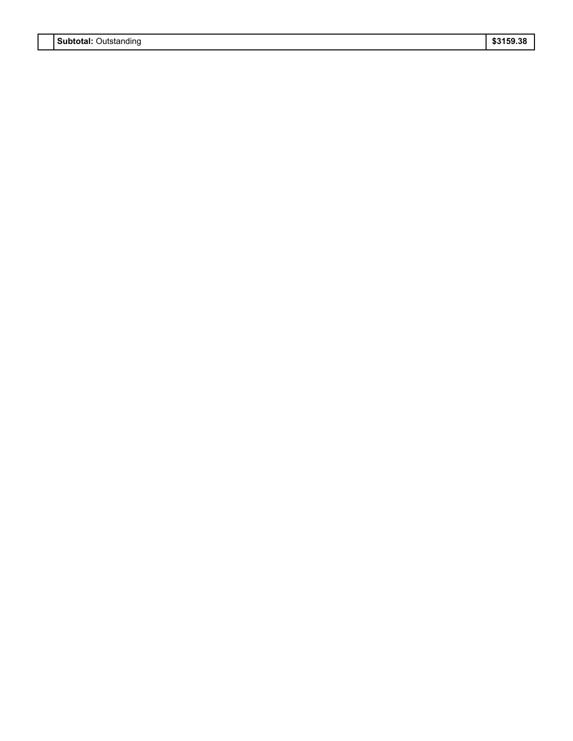| | | |
|---|---|---|
| | **Subtotal:** Outstanding | **$3159.38** |